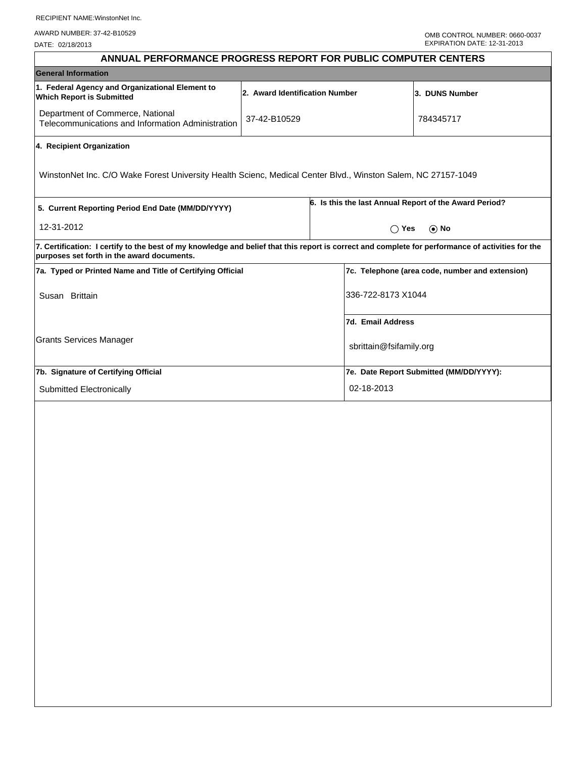RECIPIENT NAME:WinstonNet Inc.

AWARD NUMBER: 37-42-B10529

DATE: 02/18/2013

OMB CONTROL NUMBER: 0660-0037
EXPIRATION DATE: 12-31-2013

# ANNUAL PERFORMANCE PROGRESS REPORT FOR PUBLIC COMPUTER CENTERS

## General Information

| 1. Federal Agency and Organizational Element to Which Report is Submitted | 2. Award Identification Number | 3. DUNS Number |
|---|---|---|
| Department of Commerce, National Telecommunications and Information Administration | 37-42-B10529 | 784345717 |

**4. Recipient Organization**

WinstonNet Inc. C/O Wake Forest University Health Scienc, Medical Center Blvd., Winston Salem, NC 27157-1049

| 5. Current Reporting Period End Date (MM/DD/YYYY) | 6. Is this the last Annual Report of the Award Period? |
|---|---|
| 12-31-2012 | ◯ Yes ⦿ No |

**7. Certification: I certify to the best of my knowledge and belief that this report is correct and complete for performance of activities for the purposes set forth in the award documents.**

| 7a. Typed or Printed Name and Title of Certifying Official | 7c. Telephone (area code, number and extension) |
|---|---|
| Susan Brittain | 336-722-8173 X1044 |
| | **7d. Email Address** |
| Grants Services Manager | sbrittain@fsifamily.org |
| **7b. Signature of Certifying Official** | **7e. Date Report Submitted (MM/DD/YYYY):** |
| Submitted Electronically | 02-18-2013 |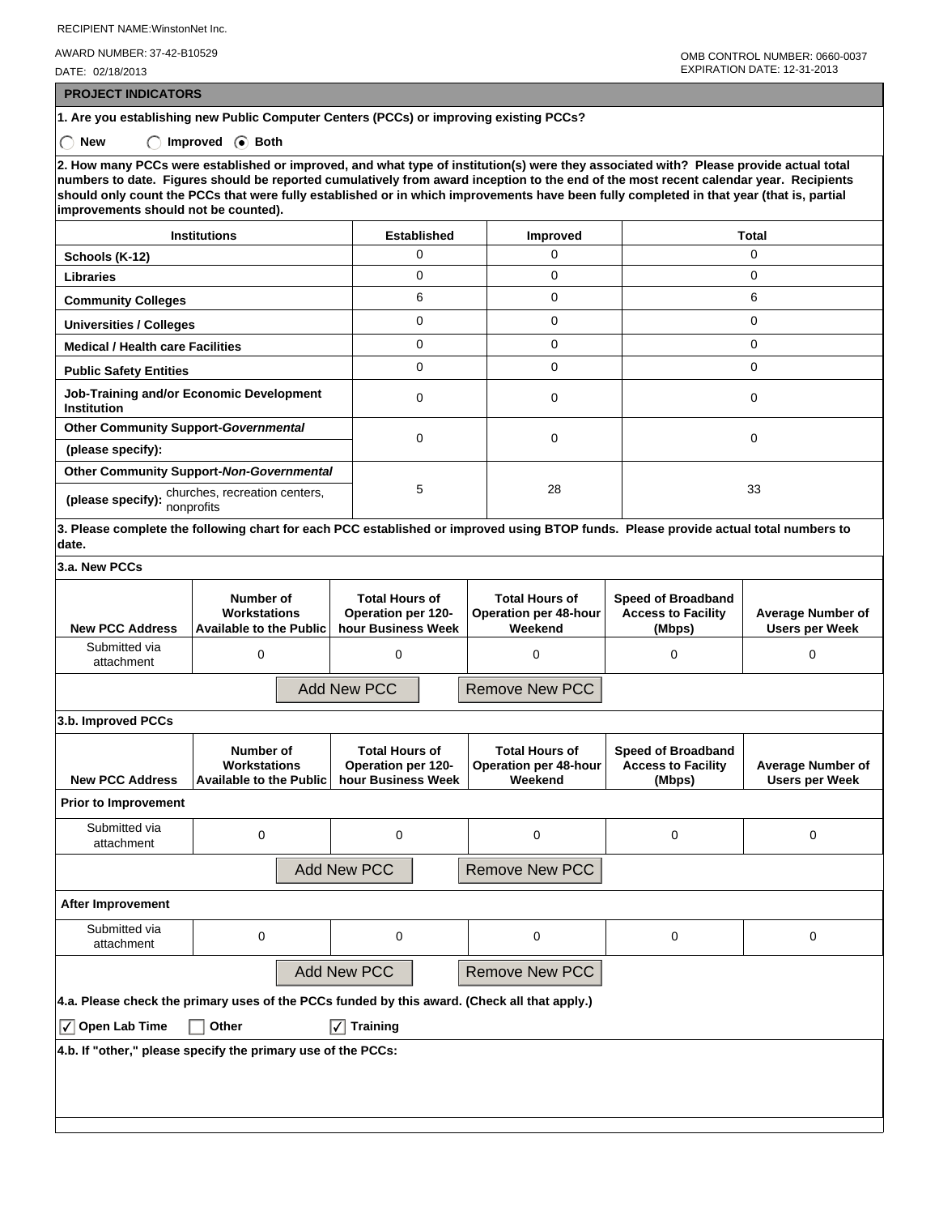RECIPIENT NAME:WinstonNet Inc.

AWARD NUMBER: 37-42-B10529

DATE: 02/18/2013

OMB CONTROL NUMBER: 0660-0037
EXPIRATION DATE: 12-31-2013

## PROJECT INDICATORS

**1. Are you establishing new Public Computer Centers (PCCs) or improving existing PCCs?**

◯ New ◯ Improved ◉ Both

**2. How many PCCs were established or improved, and what type of institution(s) were they associated with? Please provide actual total numbers to date. Figures should be reported cumulatively from award inception to the end of the most recent calendar year. Recipients should only count the PCCs that were fully established or in which improvements have been fully completed in that year (that is, partial improvements should not be counted).**

| Institutions | Established | Improved | Total |
|---|---|---|---|
| Schools (K-12) | 0 | 0 | 0 |
| Libraries | 0 | 0 | 0 |
| Community Colleges | 6 | 0 | 6 |
| Universities / Colleges | 0 | 0 | 0 |
| Medical / Health care Facilities | 0 | 0 | 0 |
| Public Safety Entities | 0 | 0 | 0 |
| Job-Training and/or Economic Development Institution | 0 | 0 | 0 |
| Other Community Support-*Governmental* (please specify): | 0 | 0 | 0 |
| Other Community Support-*Non-Governmental* (please specify): churches, recreation centers, nonprofits | 5 | 28 | 33 |

**3. Please complete the following chart for each PCC established or improved using BTOP funds. Please provide actual total numbers to date.**

**3.a. New PCCs**

| New PCC Address | Number of Workstations Available to the Public | Total Hours of Operation per 120-hour Business Week | Total Hours of Operation per 48-hour Weekend | Speed of Broadband Access to Facility (Mbps) | Average Number of Users per Week |
|---|---|---|---|---|---|
| Submitted via attachment | 0 | 0 | 0 | 0 | 0 |

Add New PCC  Remove New PCC

**3.b. Improved PCCs**

| New PCC Address | Number of Workstations Available to the Public | Total Hours of Operation per 120-hour Business Week | Total Hours of Operation per 48-hour Weekend | Speed of Broadband Access to Facility (Mbps) | Average Number of Users per Week |
|---|---|---|---|---|---|
| **Prior to Improvement** | | | | | |
| Submitted via attachment | 0 | 0 | 0 | 0 | 0 |
| **After Improvement** | | | | | |
| Submitted via attachment | 0 | 0 | 0 | 0 | 0 |

Add New PCC  Remove New PCC

**4.a. Please check the primary uses of the PCCs funded by this award. (Check all that apply.)**

☑ Open Lab Time ☐ Other ☑ Training

**4.b. If "other," please specify the primary use of the PCCs:**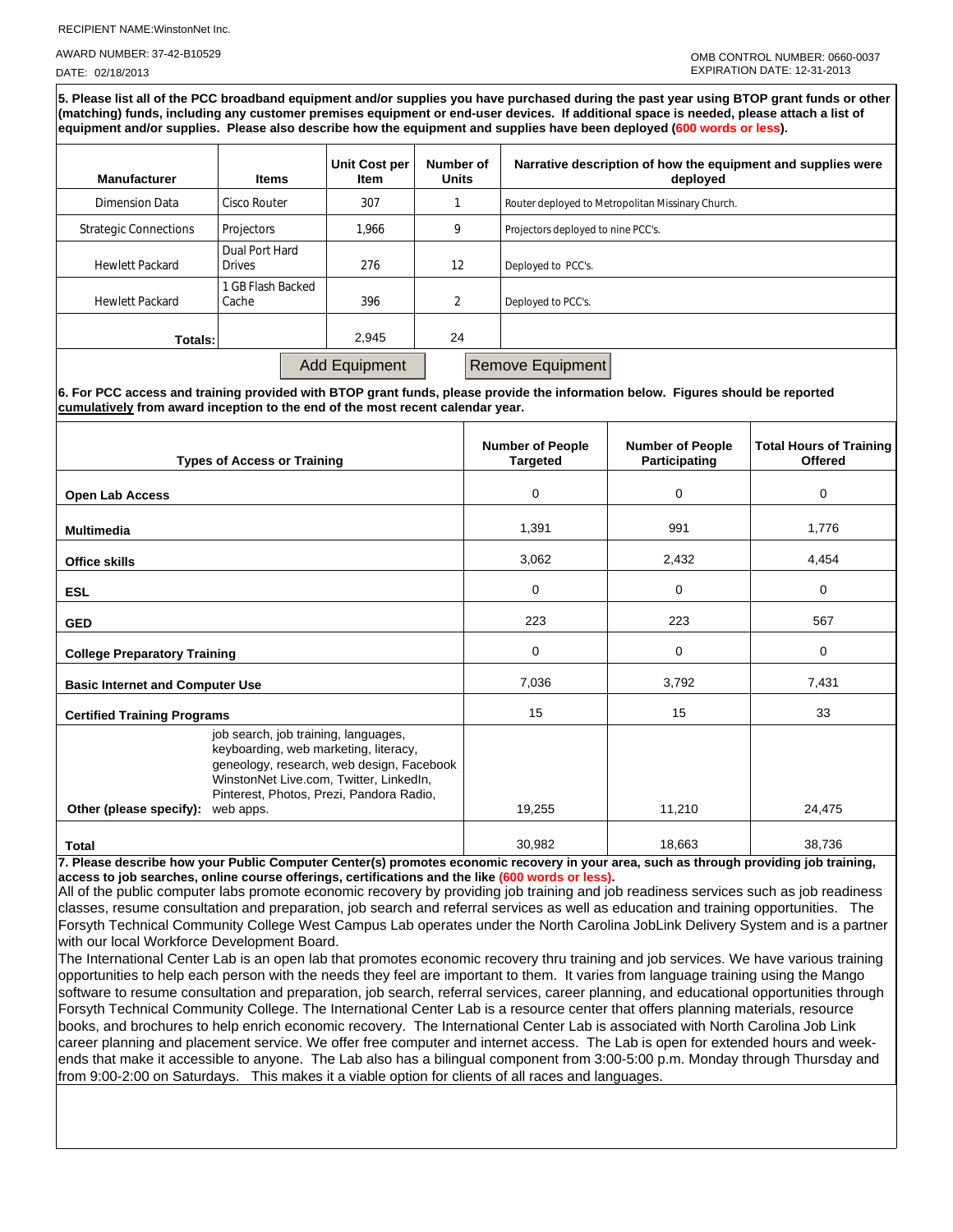RECIPIENT NAME:WinstonNet Inc.

AWARD NUMBER: 37-42-B10529

DATE: 02/18/2013

OMB CONTROL NUMBER: 0660-0037
EXPIRATION DATE: 12-31-2013

**5. Please list all of the PCC broadband equipment and/or supplies you have purchased during the past year using BTOP grant funds or other (matching) funds, including any customer premises equipment or end-user devices. If additional space is needed, please attach a list of equipment and/or supplies. Please also describe how the equipment and supplies have been deployed (600 words or less).**

| Manufacturer | Items | Unit Cost per Item | Number of Units | Narrative description of how the equipment and supplies were deployed |
|---|---|---|---|---|
| Dimension Data | Cisco Router | 307 | 1 | Router deployed to Metropolitan Missinary Church. |
| Strategic Connections | Projectors | 1,966 | 9 | Projectors deployed to nine PCC's. |
| Hewlett Packard | Dual Port Hard Drives | 276 | 12 | Deployed to PCC's. |
| Hewlett Packard | 1 GB Flash Backed Cache | 396 | 2 | Deployed to PCC's. |
| **Totals:** | | 2,945 | 24 | |

Add Equipment | Remove Equipment

**6. For PCC access and training provided with BTOP grant funds, please provide the information below. Figures should be reported cumulatively from award inception to the end of the most recent calendar year.**

| Types of Access or Training | Number of People Targeted | Number of People Participating | Total Hours of Training Offered |
|---|---|---|---|
| **Open Lab Access** | 0 | 0 | 0 |
| **Multimedia** | 1,391 | 991 | 1,776 |
| **Office skills** | 3,062 | 2,432 | 4,454 |
| **ESL** | 0 | 0 | 0 |
| **GED** | 223 | 223 | 567 |
| **College Preparatory Training** | 0 | 0 | 0 |
| **Basic Internet and Computer Use** | 7,036 | 3,792 | 7,431 |
| **Certified Training Programs** | 15 | 15 | 33 |
| **Other (please specify):** job search, job training, languages, keyboarding, web marketing, literacy, geneology, research, web design, Facebook WinstonNet Live.com, Twitter, LinkedIn, Pinterest, Photos, Prezi, Pandora Radio, web apps. | 19,255 | 11,210 | 24,475 |
| **Total** | 30,982 | 18,663 | 38,736 |

**7. Please describe how your Public Computer Center(s) promotes economic recovery in your area, such as through providing job training, access to job searches, online course offerings, certifications and the like (600 words or less).**

All of the public computer labs promote economic recovery by providing job training and job readiness services such as job readiness classes, resume consultation and preparation, job search and referral services as well as education and training opportunities. The Forsyth Technical Community College West Campus Lab operates under the North Carolina JobLink Delivery System and is a partner with our local Workforce Development Board.

The International Center Lab is an open lab that promotes economic recovery thru training and job services. We have various training opportunities to help each person with the needs they feel are important to them. It varies from language training using the Mango software to resume consultation and preparation, job search, referral services, career planning, and educational opportunities through Forsyth Technical Community College. The International Center Lab is a resource center that offers planning materials, resource books, and brochures to help enrich economic recovery. The International Center Lab is associated with North Carolina Job Link career planning and placement service. We offer free computer and internet access. The Lab is open for extended hours and week-ends that make it accessible to anyone. The Lab also has a bilingual component from 3:00-5:00 p.m. Monday through Thursday and from 9:00-2:00 on Saturdays. This makes it a viable option for clients of all races and languages.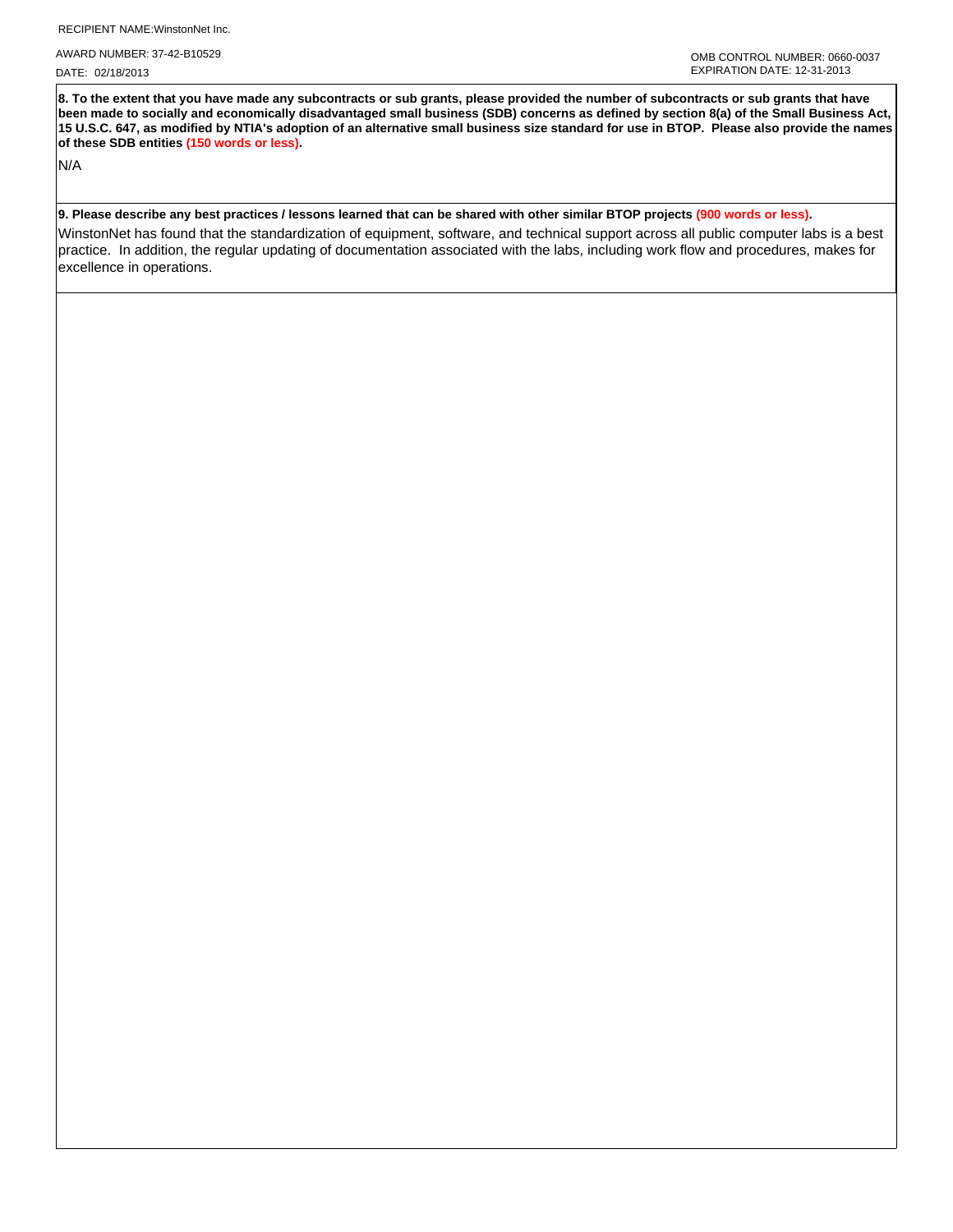RECIPIENT NAME:WinstonNet Inc.

AWARD NUMBER: 37-42-B10529

DATE: 02/18/2013

OMB CONTROL NUMBER: 0660-0037
EXPIRATION DATE: 12-31-2013

**8. To the extent that you have made any subcontracts or sub grants, please provided the number of subcontracts or sub grants that have been made to socially and economically disadvantaged small business (SDB) concerns as defined by section 8(a) of the Small Business Act, 15 U.S.C. 647, as modified by NTIA's adoption of an alternative small business size standard for use in BTOP. Please also provide the names of these SDB entities (150 words or less).**

N/A

**9. Please describe any best practices / lessons learned that can be shared with other similar BTOP projects (900 words or less).**

WinstonNet has found that the standardization of equipment, software, and technical support across all public computer labs is a best practice. In addition, the regular updating of documentation associated with the labs, including work flow and procedures, makes for excellence in operations.